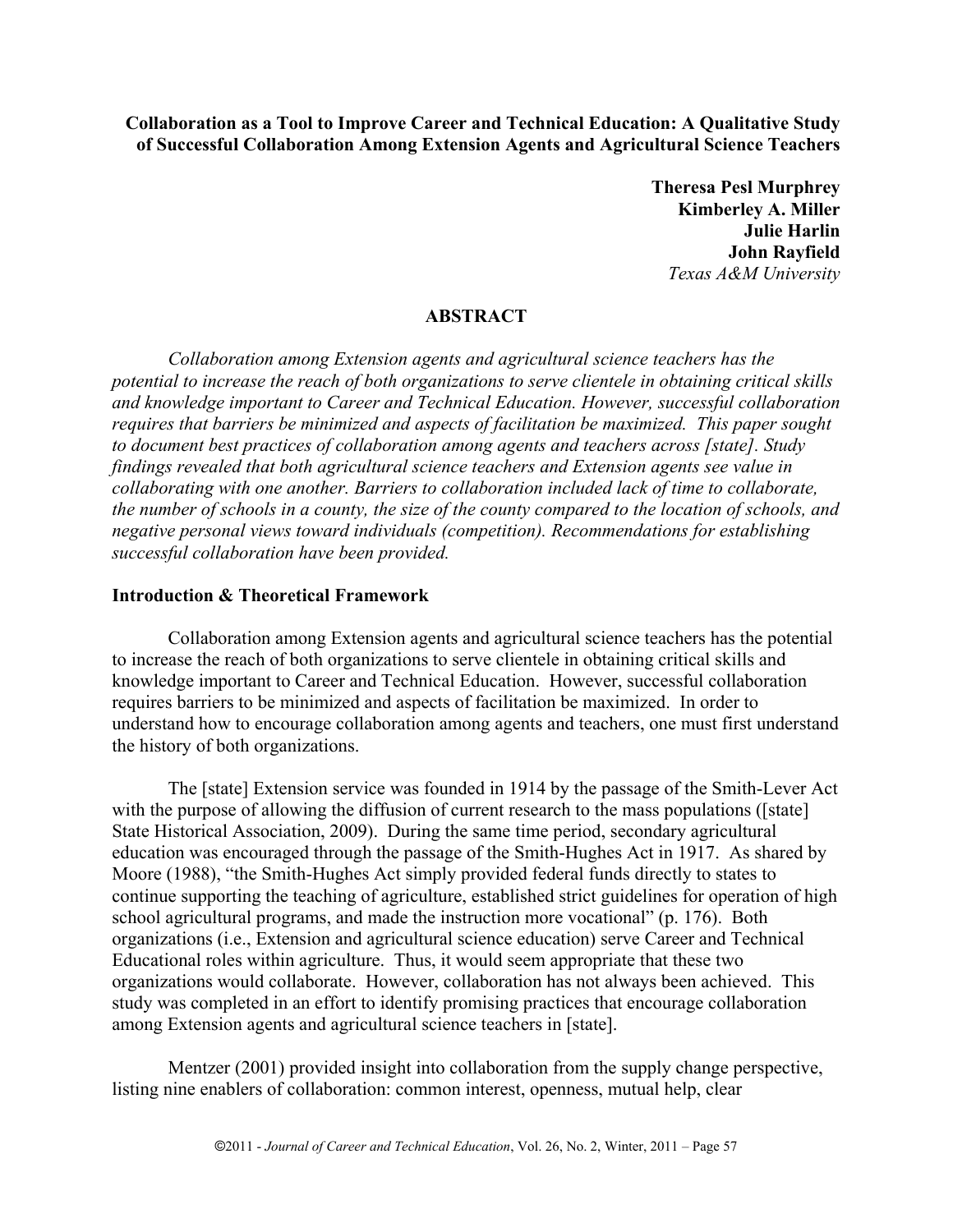# Collaboration as a Tool to Improve Career and Technical Education: A Qualitative Study of Successful Collaboration Among Extension Agents and Agricultural Science Teachers

**Theresa Pesl Murphrey**
**Kimberley A. Miller**
**Julie Harlin**
**John Rayfield**
*Texas A&M University*

## ABSTRACT

*Collaboration among Extension agents and agricultural science teachers has the potential to increase the reach of both organizations to serve clientele in obtaining critical skills and knowledge important to Career and Technical Education. However, successful collaboration requires that barriers be minimized and aspects of facilitation be maximized. This paper sought to document best practices of collaboration among agents and teachers across [state]. Study findings revealed that both agricultural science teachers and Extension agents see value in collaborating with one another. Barriers to collaboration included lack of time to collaborate, the number of schools in a county, the size of the county compared to the location of schools, and negative personal views toward individuals (competition). Recommendations for establishing successful collaboration have been provided.*

## Introduction & Theoretical Framework

Collaboration among Extension agents and agricultural science teachers has the potential to increase the reach of both organizations to serve clientele in obtaining critical skills and knowledge important to Career and Technical Education. However, successful collaboration requires barriers to be minimized and aspects of facilitation be maximized. In order to understand how to encourage collaboration among agents and teachers, one must first understand the history of both organizations.

The [state] Extension service was founded in 1914 by the passage of the Smith-Lever Act with the purpose of allowing the diffusion of current research to the mass populations ([state] State Historical Association, 2009). During the same time period, secondary agricultural education was encouraged through the passage of the Smith-Hughes Act in 1917. As shared by Moore (1988), "the Smith-Hughes Act simply provided federal funds directly to states to continue supporting the teaching of agriculture, established strict guidelines for operation of high school agricultural programs, and made the instruction more vocational" (p. 176). Both organizations (i.e., Extension and agricultural science education) serve Career and Technical Educational roles within agriculture. Thus, it would seem appropriate that these two organizations would collaborate. However, collaboration has not always been achieved. This study was completed in an effort to identify promising practices that encourage collaboration among Extension agents and agricultural science teachers in [state].

Mentzer (2001) provided insight into collaboration from the supply change perspective, listing nine enablers of collaboration: common interest, openness, mutual help, clear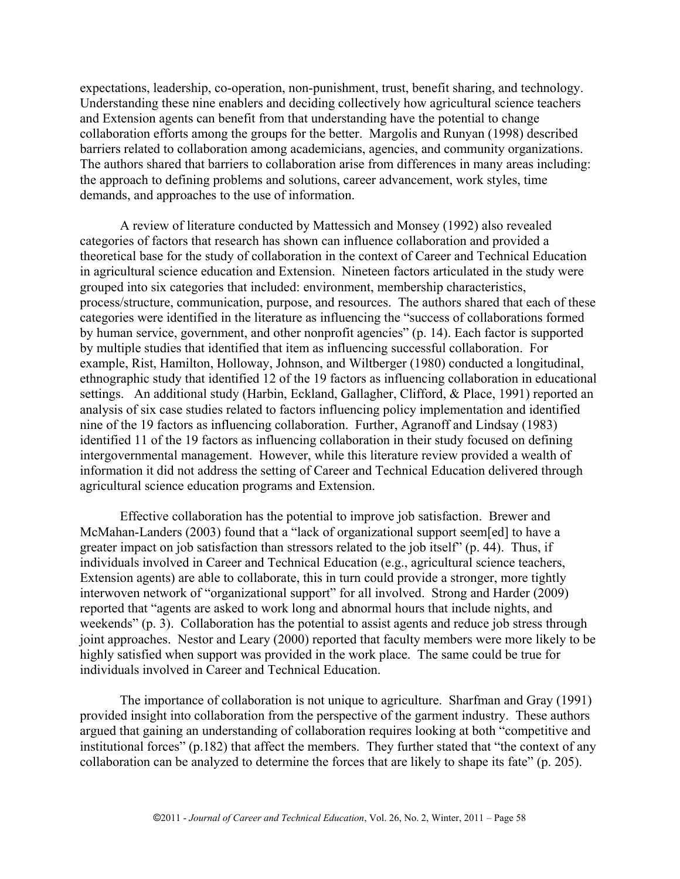expectations, leadership, co-operation, non-punishment, trust, benefit sharing, and technology. Understanding these nine enablers and deciding collectively how agricultural science teachers and Extension agents can benefit from that understanding have the potential to change collaboration efforts among the groups for the better. Margolis and Runyan (1998) described barriers related to collaboration among academicians, agencies, and community organizations. The authors shared that barriers to collaboration arise from differences in many areas including: the approach to defining problems and solutions, career advancement, work styles, time demands, and approaches to the use of information.

A review of literature conducted by Mattessich and Monsey (1992) also revealed categories of factors that research has shown can influence collaboration and provided a theoretical base for the study of collaboration in the context of Career and Technical Education in agricultural science education and Extension. Nineteen factors articulated in the study were grouped into six categories that included: environment, membership characteristics, process/structure, communication, purpose, and resources. The authors shared that each of these categories were identified in the literature as influencing the "success of collaborations formed by human service, government, and other nonprofit agencies" (p. 14). Each factor is supported by multiple studies that identified that item as influencing successful collaboration. For example, Rist, Hamilton, Holloway, Johnson, and Wiltberger (1980) conducted a longitudinal, ethnographic study that identified 12 of the 19 factors as influencing collaboration in educational settings. An additional study (Harbin, Eckland, Gallagher, Clifford, & Place, 1991) reported an analysis of six case studies related to factors influencing policy implementation and identified nine of the 19 factors as influencing collaboration. Further, Agranoff and Lindsay (1983) identified 11 of the 19 factors as influencing collaboration in their study focused on defining intergovernmental management. However, while this literature review provided a wealth of information it did not address the setting of Career and Technical Education delivered through agricultural science education programs and Extension.

Effective collaboration has the potential to improve job satisfaction. Brewer and McMahan-Landers (2003) found that a "lack of organizational support seem[ed] to have a greater impact on job satisfaction than stressors related to the job itself" (p. 44). Thus, if individuals involved in Career and Technical Education (e.g., agricultural science teachers, Extension agents) are able to collaborate, this in turn could provide a stronger, more tightly interwoven network of "organizational support" for all involved. Strong and Harder (2009) reported that "agents are asked to work long and abnormal hours that include nights, and weekends" (p. 3). Collaboration has the potential to assist agents and reduce job stress through joint approaches. Nestor and Leary (2000) reported that faculty members were more likely to be highly satisfied when support was provided in the work place. The same could be true for individuals involved in Career and Technical Education.

The importance of collaboration is not unique to agriculture. Sharfman and Gray (1991) provided insight into collaboration from the perspective of the garment industry. These authors argued that gaining an understanding of collaboration requires looking at both "competitive and institutional forces" (p.182) that affect the members. They further stated that "the context of any collaboration can be analyzed to determine the forces that are likely to shape its fate" (p. 205).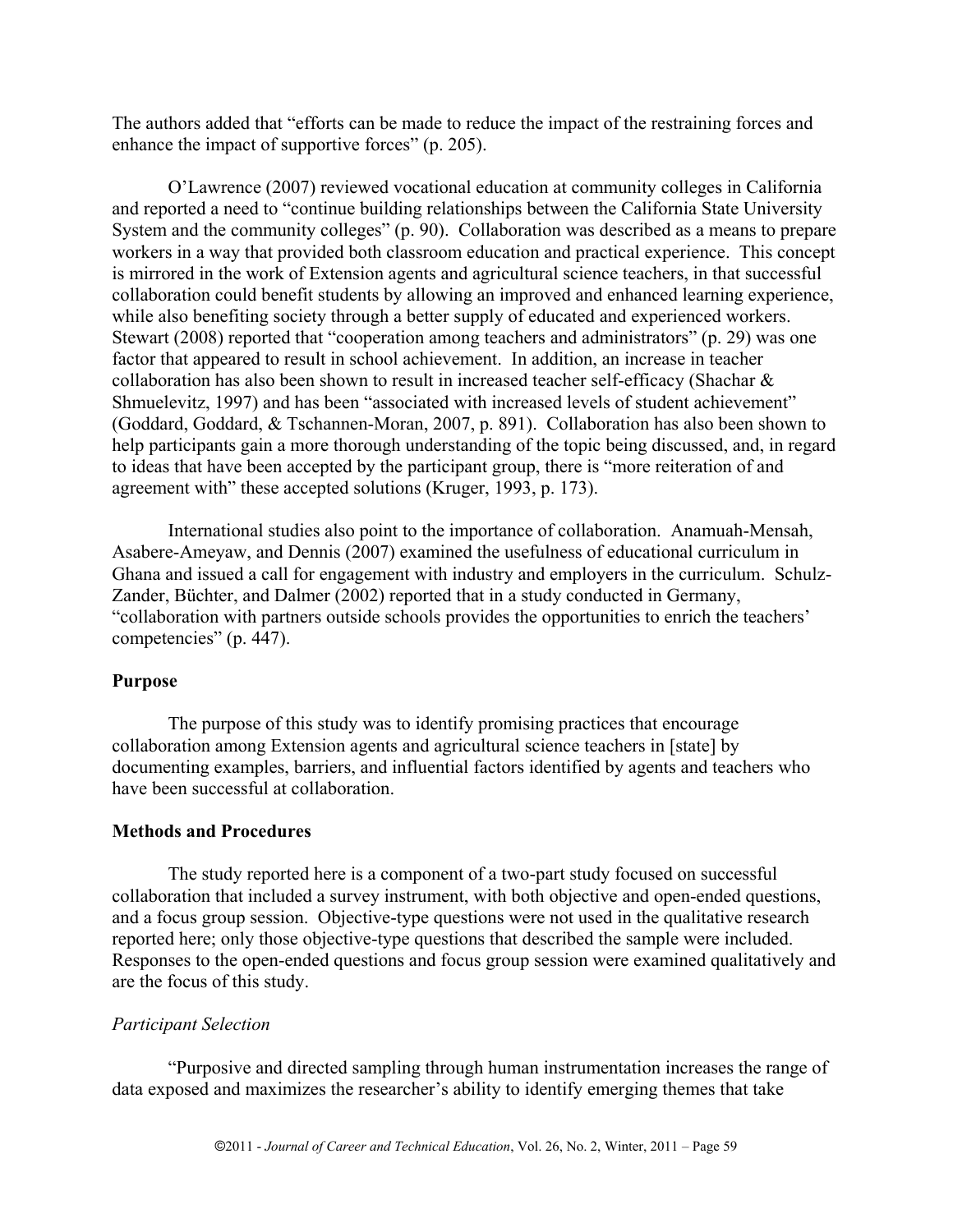The authors added that "efforts can be made to reduce the impact of the restraining forces and enhance the impact of supportive forces" (p. 205).

O'Lawrence (2007) reviewed vocational education at community colleges in California and reported a need to "continue building relationships between the California State University System and the community colleges" (p. 90). Collaboration was described as a means to prepare workers in a way that provided both classroom education and practical experience. This concept is mirrored in the work of Extension agents and agricultural science teachers, in that successful collaboration could benefit students by allowing an improved and enhanced learning experience, while also benefiting society through a better supply of educated and experienced workers. Stewart (2008) reported that "cooperation among teachers and administrators" (p. 29) was one factor that appeared to result in school achievement. In addition, an increase in teacher collaboration has also been shown to result in increased teacher self-efficacy (Shachar & Shmuelevitz, 1997) and has been "associated with increased levels of student achievement" (Goddard, Goddard, & Tschannen-Moran, 2007, p. 891). Collaboration has also been shown to help participants gain a more thorough understanding of the topic being discussed, and, in regard to ideas that have been accepted by the participant group, there is "more reiteration of and agreement with" these accepted solutions (Kruger, 1993, p. 173).

International studies also point to the importance of collaboration. Anamuah-Mensah, Asabere-Ameyaw, and Dennis (2007) examined the usefulness of educational curriculum in Ghana and issued a call for engagement with industry and employers in the curriculum. Schulz-Zander, Büchter, and Dalmer (2002) reported that in a study conducted in Germany, "collaboration with partners outside schools provides the opportunities to enrich the teachers' competencies" (p. 447).

## Purpose

The purpose of this study was to identify promising practices that encourage collaboration among Extension agents and agricultural science teachers in [state] by documenting examples, barriers, and influential factors identified by agents and teachers who have been successful at collaboration.

## Methods and Procedures

The study reported here is a component of a two-part study focused on successful collaboration that included a survey instrument, with both objective and open-ended questions, and a focus group session. Objective-type questions were not used in the qualitative research reported here; only those objective-type questions that described the sample were included. Responses to the open-ended questions and focus group session were examined qualitatively and are the focus of this study.

### *Participant Selection*

"Purposive and directed sampling through human instrumentation increases the range of data exposed and maximizes the researcher's ability to identify emerging themes that take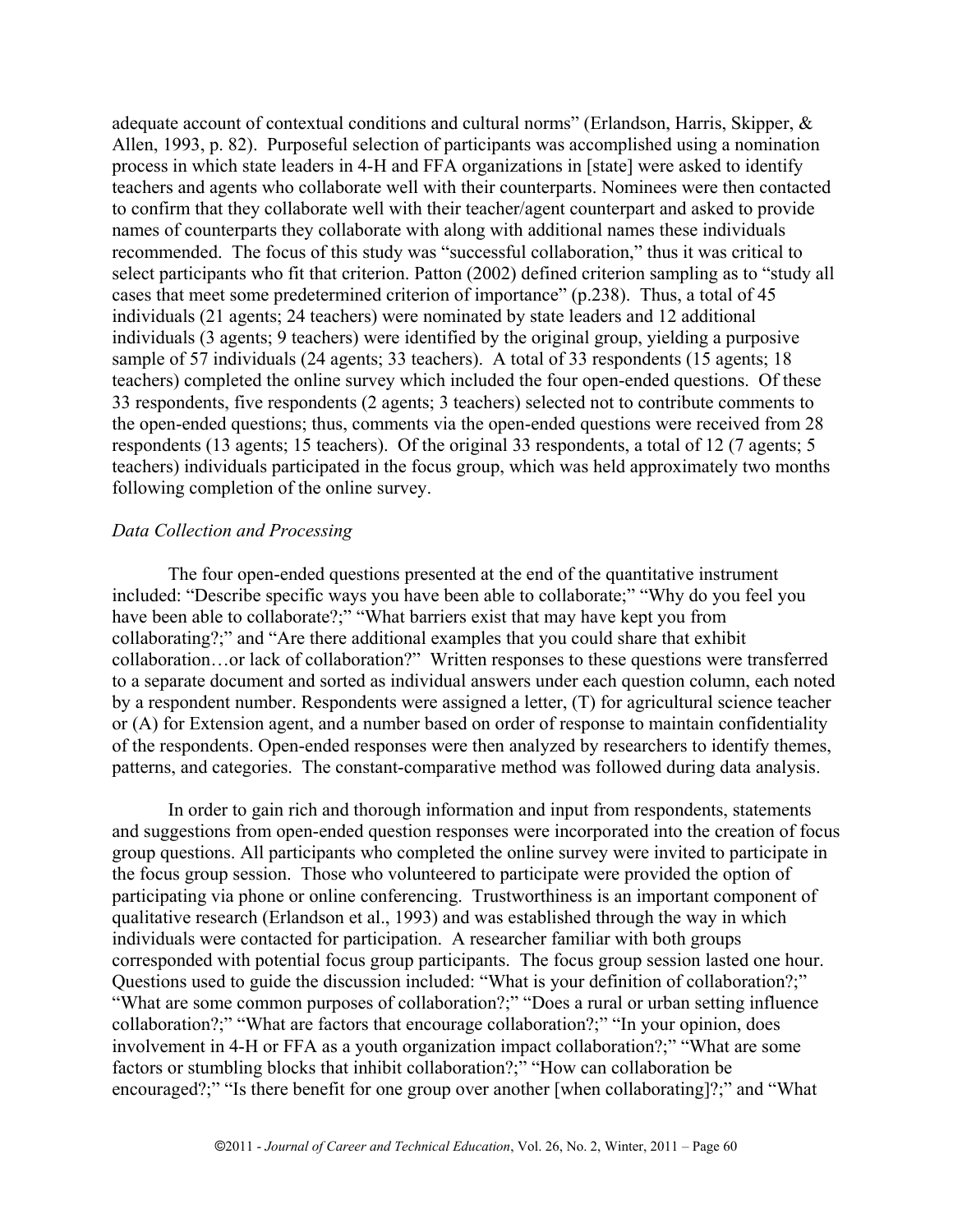adequate account of contextual conditions and cultural norms" (Erlandson, Harris, Skipper, & Allen, 1993, p. 82). Purposeful selection of participants was accomplished using a nomination process in which state leaders in 4-H and FFA organizations in [state] were asked to identify teachers and agents who collaborate well with their counterparts. Nominees were then contacted to confirm that they collaborate well with their teacher/agent counterpart and asked to provide names of counterparts they collaborate with along with additional names these individuals recommended. The focus of this study was "successful collaboration," thus it was critical to select participants who fit that criterion. Patton (2002) defined criterion sampling as to "study all cases that meet some predetermined criterion of importance" (p.238). Thus, a total of 45 individuals (21 agents; 24 teachers) were nominated by state leaders and 12 additional individuals (3 agents; 9 teachers) were identified by the original group, yielding a purposive sample of 57 individuals (24 agents; 33 teachers). A total of 33 respondents (15 agents; 18 teachers) completed the online survey which included the four open-ended questions. Of these 33 respondents, five respondents (2 agents; 3 teachers) selected not to contribute comments to the open-ended questions; thus, comments via the open-ended questions were received from 28 respondents (13 agents; 15 teachers). Of the original 33 respondents, a total of 12 (7 agents; 5 teachers) individuals participated in the focus group, which was held approximately two months following completion of the online survey.

*Data Collection and Processing*

The four open-ended questions presented at the end of the quantitative instrument included: "Describe specific ways you have been able to collaborate;" "Why do you feel you have been able to collaborate?;" "What barriers exist that may have kept you from collaborating?;" and "Are there additional examples that you could share that exhibit collaboration…or lack of collaboration?" Written responses to these questions were transferred to a separate document and sorted as individual answers under each question column, each noted by a respondent number. Respondents were assigned a letter, (T) for agricultural science teacher or (A) for Extension agent, and a number based on order of response to maintain confidentiality of the respondents. Open-ended responses were then analyzed by researchers to identify themes, patterns, and categories. The constant-comparative method was followed during data analysis.

In order to gain rich and thorough information and input from respondents, statements and suggestions from open-ended question responses were incorporated into the creation of focus group questions. All participants who completed the online survey were invited to participate in the focus group session. Those who volunteered to participate were provided the option of participating via phone or online conferencing. Trustworthiness is an important component of qualitative research (Erlandson et al., 1993) and was established through the way in which individuals were contacted for participation. A researcher familiar with both groups corresponded with potential focus group participants. The focus group session lasted one hour. Questions used to guide the discussion included: "What is your definition of collaboration?;" "What are some common purposes of collaboration?;" "Does a rural or urban setting influence collaboration?;" "What are factors that encourage collaboration?;" "In your opinion, does involvement in 4-H or FFA as a youth organization impact collaboration?;" "What are some factors or stumbling blocks that inhibit collaboration?;" "How can collaboration be encouraged?;" "Is there benefit for one group over another [when collaborating]?;" and "What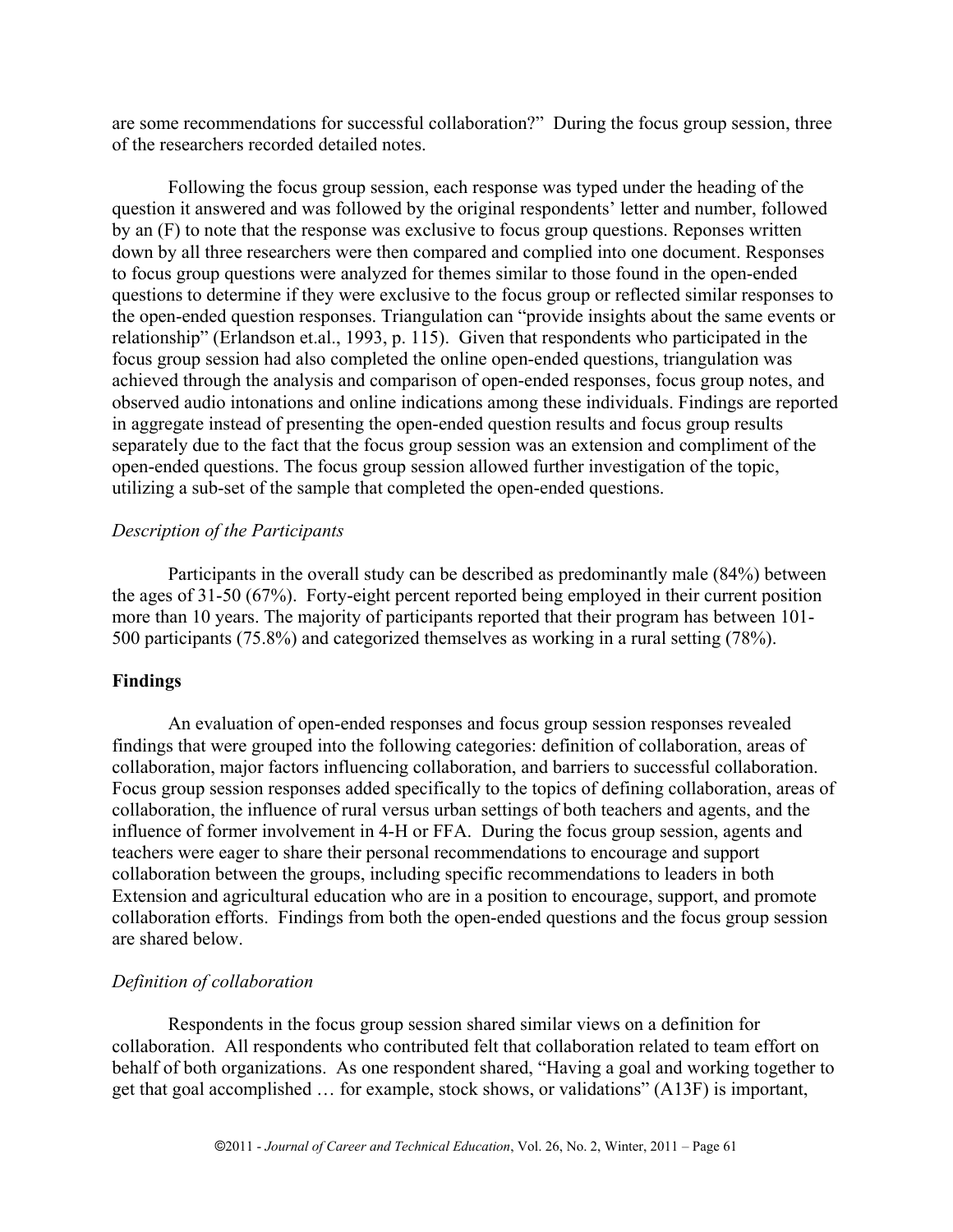are some recommendations for successful collaboration?" During the focus group session, three of the researchers recorded detailed notes.

Following the focus group session, each response was typed under the heading of the question it answered and was followed by the original respondents' letter and number, followed by an (F) to note that the response was exclusive to focus group questions. Reponses written down by all three researchers were then compared and complied into one document. Responses to focus group questions were analyzed for themes similar to those found in the open-ended questions to determine if they were exclusive to the focus group or reflected similar responses to the open-ended question responses. Triangulation can "provide insights about the same events or relationship" (Erlandson et.al., 1993, p. 115). Given that respondents who participated in the focus group session had also completed the online open-ended questions, triangulation was achieved through the analysis and comparison of open-ended responses, focus group notes, and observed audio intonations and online indications among these individuals. Findings are reported in aggregate instead of presenting the open-ended question results and focus group results separately due to the fact that the focus group session was an extension and compliment of the open-ended questions. The focus group session allowed further investigation of the topic, utilizing a sub-set of the sample that completed the open-ended questions.

*Description of the Participants*

Participants in the overall study can be described as predominantly male (84%) between the ages of 31-50 (67%). Forty-eight percent reported being employed in their current position more than 10 years. The majority of participants reported that their program has between 101-500 participants (75.8%) and categorized themselves as working in a rural setting (78%).

## Findings

An evaluation of open-ended responses and focus group session responses revealed findings that were grouped into the following categories: definition of collaboration, areas of collaboration, major factors influencing collaboration, and barriers to successful collaboration. Focus group session responses added specifically to the topics of defining collaboration, areas of collaboration, the influence of rural versus urban settings of both teachers and agents, and the influence of former involvement in 4-H or FFA. During the focus group session, agents and teachers were eager to share their personal recommendations to encourage and support collaboration between the groups, including specific recommendations to leaders in both Extension and agricultural education who are in a position to encourage, support, and promote collaboration efforts. Findings from both the open-ended questions and the focus group session are shared below.

*Definition of collaboration*

Respondents in the focus group session shared similar views on a definition for collaboration. All respondents who contributed felt that collaboration related to team effort on behalf of both organizations. As one respondent shared, "Having a goal and working together to get that goal accomplished … for example, stock shows, or validations" (A13F) is important,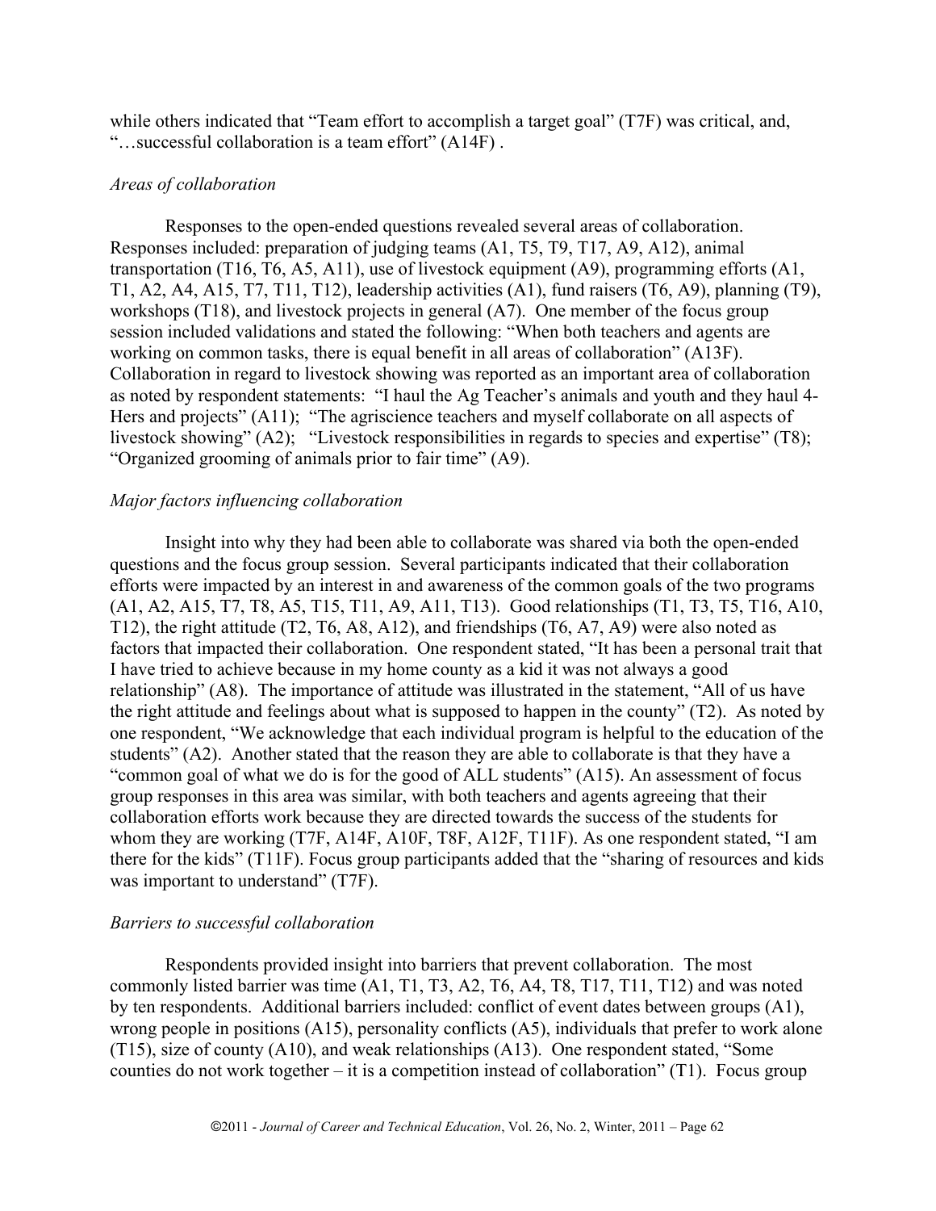while others indicated that “Team effort to accomplish a target goal” (T7F) was critical, and, “…successful collaboration is a team effort” (A14F) .

### *Areas of collaboration*

Responses to the open-ended questions revealed several areas of collaboration. Responses included: preparation of judging teams (A1, T5, T9, T17, A9, A12), animal transportation (T16, T6, A5, A11), use of livestock equipment (A9), programming efforts (A1, T1, A2, A4, A15, T7, T11, T12), leadership activities (A1), fund raisers (T6, A9), planning (T9), workshops (T18), and livestock projects in general (A7). One member of the focus group session included validations and stated the following: “When both teachers and agents are working on common tasks, there is equal benefit in all areas of collaboration” (A13F). Collaboration in regard to livestock showing was reported as an important area of collaboration as noted by respondent statements: “I haul the Ag Teacher’s animals and youth and they haul 4-Hers and projects” (A11); “The agriscience teachers and myself collaborate on all aspects of livestock showing” (A2); “Livestock responsibilities in regards to species and expertise” (T8); “Organized grooming of animals prior to fair time” (A9).

### *Major factors influencing collaboration*

Insight into why they had been able to collaborate was shared via both the open-ended questions and the focus group session. Several participants indicated that their collaboration efforts were impacted by an interest in and awareness of the common goals of the two programs (A1, A2, A15, T7, T8, A5, T15, T11, A9, A11, T13). Good relationships (T1, T3, T5, T16, A10, T12), the right attitude (T2, T6, A8, A12), and friendships (T6, A7, A9) were also noted as factors that impacted their collaboration. One respondent stated, “It has been a personal trait that I have tried to achieve because in my home county as a kid it was not always a good relationship” (A8). The importance of attitude was illustrated in the statement, “All of us have the right attitude and feelings about what is supposed to happen in the county” (T2). As noted by one respondent, “We acknowledge that each individual program is helpful to the education of the students” (A2). Another stated that the reason they are able to collaborate is that they have a “common goal of what we do is for the good of ALL students” (A15). An assessment of focus group responses in this area was similar, with both teachers and agents agreeing that their collaboration efforts work because they are directed towards the success of the students for whom they are working (T7F, A14F, A10F, T8F, A12F, T11F). As one respondent stated, “I am there for the kids” (T11F). Focus group participants added that the “sharing of resources and kids was important to understand” (T7F).

### *Barriers to successful collaboration*

Respondents provided insight into barriers that prevent collaboration. The most commonly listed barrier was time (A1, T1, T3, A2, T6, A4, T8, T17, T11, T12) and was noted by ten respondents. Additional barriers included: conflict of event dates between groups (A1), wrong people in positions (A15), personality conflicts (A5), individuals that prefer to work alone (T15), size of county (A10), and weak relationships (A13). One respondent stated, “Some counties do not work together – it is a competition instead of collaboration” (T1). Focus group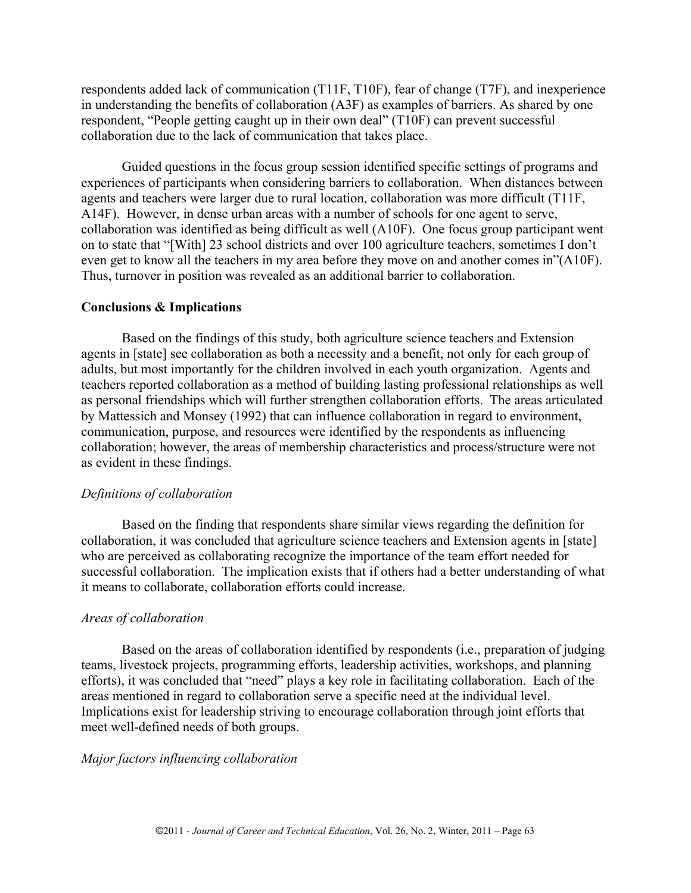respondents added lack of communication (T11F, T10F), fear of change (T7F), and inexperience in understanding the benefits of collaboration (A3F) as examples of barriers. As shared by one respondent, "People getting caught up in their own deal" (T10F) can prevent successful collaboration due to the lack of communication that takes place.

Guided questions in the focus group session identified specific settings of programs and experiences of participants when considering barriers to collaboration. When distances between agents and teachers were larger due to rural location, collaboration was more difficult (T11F, A14F). However, in dense urban areas with a number of schools for one agent to serve, collaboration was identified as being difficult as well (A10F). One focus group participant went on to state that "[With] 23 school districts and over 100 agriculture teachers, sometimes I don't even get to know all the teachers in my area before they move on and another comes in"(A10F). Thus, turnover in position was revealed as an additional barrier to collaboration.

**Conclusions & Implications**

Based on the findings of this study, both agriculture science teachers and Extension agents in [state] see collaboration as both a necessity and a benefit, not only for each group of adults, but most importantly for the children involved in each youth organization. Agents and teachers reported collaboration as a method of building lasting professional relationships as well as personal friendships which will further strengthen collaboration efforts. The areas articulated by Mattessich and Monsey (1992) that can influence collaboration in regard to environment, communication, purpose, and resources were identified by the respondents as influencing collaboration; however, the areas of membership characteristics and process/structure were not as evident in these findings.

*Definitions of collaboration*

Based on the finding that respondents share similar views regarding the definition for collaboration, it was concluded that agriculture science teachers and Extension agents in [state] who are perceived as collaborating recognize the importance of the team effort needed for successful collaboration. The implication exists that if others had a better understanding of what it means to collaborate, collaboration efforts could increase.

*Areas of collaboration*

Based on the areas of collaboration identified by respondents (i.e., preparation of judging teams, livestock projects, programming efforts, leadership activities, workshops, and planning efforts), it was concluded that "need" plays a key role in facilitating collaboration. Each of the areas mentioned in regard to collaboration serve a specific need at the individual level. Implications exist for leadership striving to encourage collaboration through joint efforts that meet well-defined needs of both groups.

*Major factors influencing collaboration*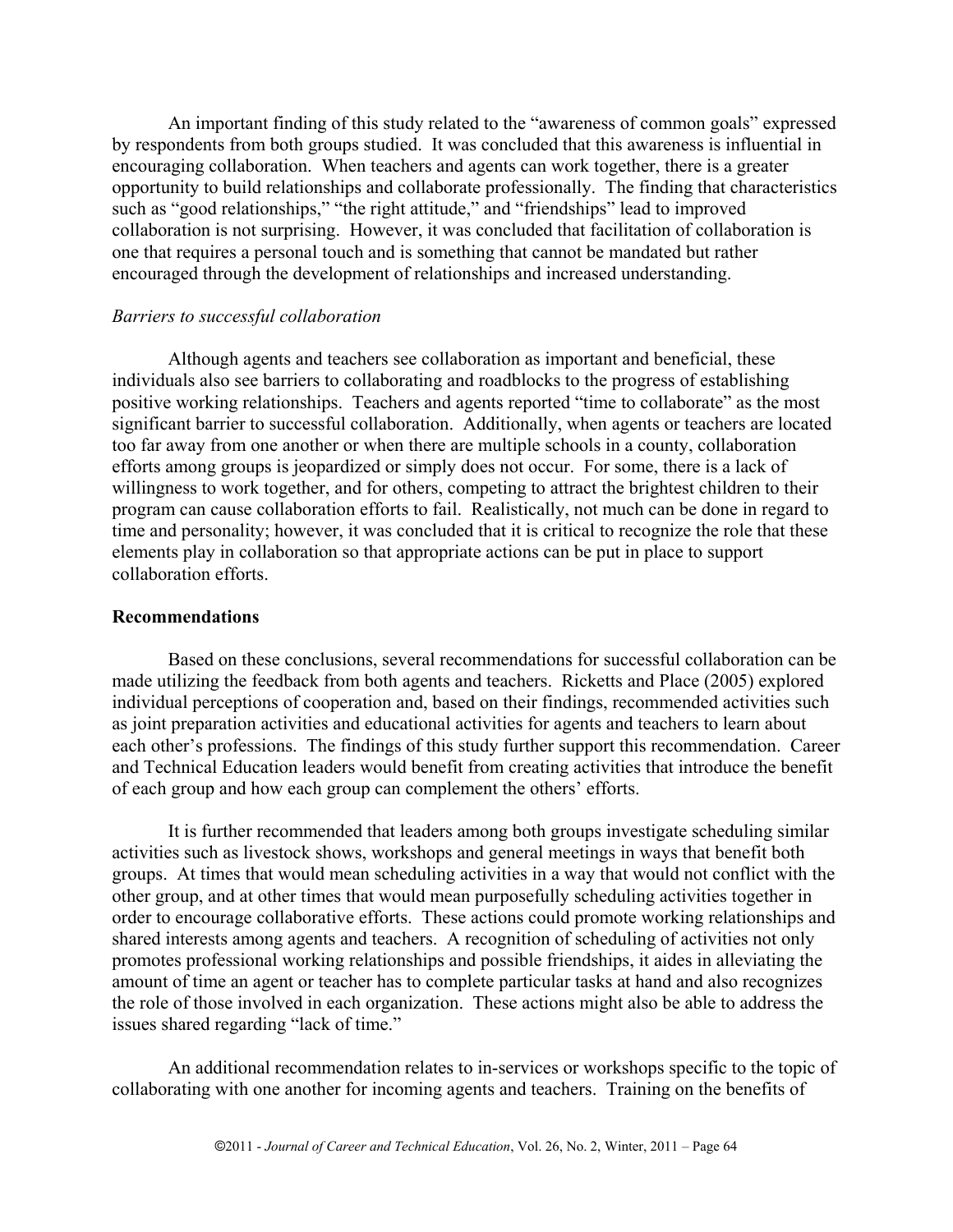An important finding of this study related to the "awareness of common goals" expressed by respondents from both groups studied. It was concluded that this awareness is influential in encouraging collaboration. When teachers and agents can work together, there is a greater opportunity to build relationships and collaborate professionally. The finding that characteristics such as "good relationships," "the right attitude," and "friendships" lead to improved collaboration is not surprising. However, it was concluded that facilitation of collaboration is one that requires a personal touch and is something that cannot be mandated but rather encouraged through the development of relationships and increased understanding.

*Barriers to successful collaboration*

Although agents and teachers see collaboration as important and beneficial, these individuals also see barriers to collaborating and roadblocks to the progress of establishing positive working relationships. Teachers and agents reported "time to collaborate" as the most significant barrier to successful collaboration. Additionally, when agents or teachers are located too far away from one another or when there are multiple schools in a county, collaboration efforts among groups is jeopardized or simply does not occur. For some, there is a lack of willingness to work together, and for others, competing to attract the brightest children to their program can cause collaboration efforts to fail. Realistically, not much can be done in regard to time and personality; however, it was concluded that it is critical to recognize the role that these elements play in collaboration so that appropriate actions can be put in place to support collaboration efforts.

**Recommendations**

Based on these conclusions, several recommendations for successful collaboration can be made utilizing the feedback from both agents and teachers. Ricketts and Place (2005) explored individual perceptions of cooperation and, based on their findings, recommended activities such as joint preparation activities and educational activities for agents and teachers to learn about each other's professions. The findings of this study further support this recommendation. Career and Technical Education leaders would benefit from creating activities that introduce the benefit of each group and how each group can complement the others' efforts.

It is further recommended that leaders among both groups investigate scheduling similar activities such as livestock shows, workshops and general meetings in ways that benefit both groups. At times that would mean scheduling activities in a way that would not conflict with the other group, and at other times that would mean purposefully scheduling activities together in order to encourage collaborative efforts. These actions could promote working relationships and shared interests among agents and teachers. A recognition of scheduling of activities not only promotes professional working relationships and possible friendships, it aides in alleviating the amount of time an agent or teacher has to complete particular tasks at hand and also recognizes the role of those involved in each organization. These actions might also be able to address the issues shared regarding "lack of time."

An additional recommendation relates to in-services or workshops specific to the topic of collaborating with one another for incoming agents and teachers. Training on the benefits of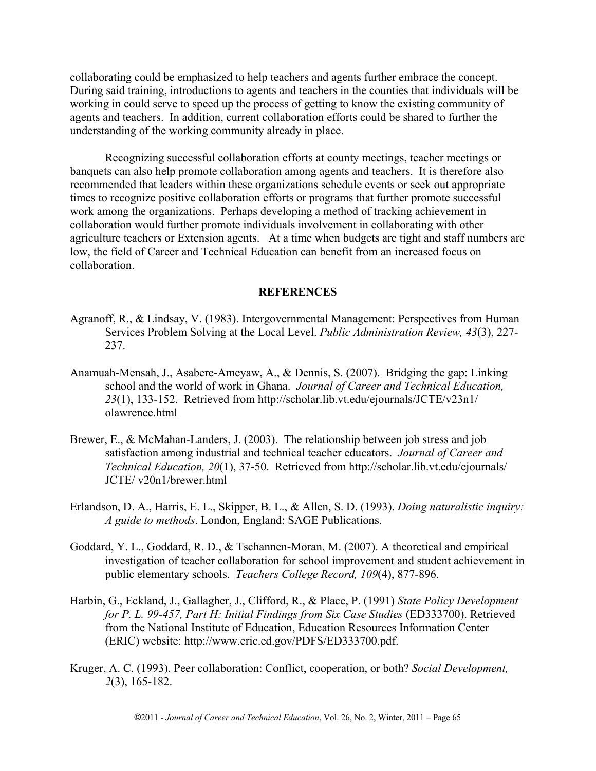collaborating could be emphasized to help teachers and agents further embrace the concept. During said training, introductions to agents and teachers in the counties that individuals will be working in could serve to speed up the process of getting to know the existing community of agents and teachers. In addition, current collaboration efforts could be shared to further the understanding of the working community already in place.

Recognizing successful collaboration efforts at county meetings, teacher meetings or banquets can also help promote collaboration among agents and teachers. It is therefore also recommended that leaders within these organizations schedule events or seek out appropriate times to recognize positive collaboration efforts or programs that further promote successful work among the organizations. Perhaps developing a method of tracking achievement in collaboration would further promote individuals involvement in collaborating with other agriculture teachers or Extension agents. At a time when budgets are tight and staff numbers are low, the field of Career and Technical Education can benefit from an increased focus on collaboration.

## REFERENCES

Agranoff, R., & Lindsay, V. (1983). Intergovernmental Management: Perspectives from Human Services Problem Solving at the Local Level. *Public Administration Review, 43*(3), 227-237.

Anamuah-Mensah, J., Asabere-Ameyaw, A., & Dennis, S. (2007). Bridging the gap: Linking school and the world of work in Ghana. *Journal of Career and Technical Education, 23*(1), 133-152. Retrieved from http://scholar.lib.vt.edu/ejournals/JCTE/v23n1/olawrence.html

Brewer, E., & McMahan-Landers, J. (2003). The relationship between job stress and job satisfaction among industrial and technical teacher educators. *Journal of Career and Technical Education, 20*(1), 37-50. Retrieved from http://scholar.lib.vt.edu/ejournals/JCTE/ v20n1/brewer.html

Erlandson, D. A., Harris, E. L., Skipper, B. L., & Allen, S. D. (1993). *Doing naturalistic inquiry: A guide to methods*. London, England: SAGE Publications.

Goddard, Y. L., Goddard, R. D., & Tschannen-Moran, M. (2007). A theoretical and empirical investigation of teacher collaboration for school improvement and student achievement in public elementary schools. *Teachers College Record, 109*(4), 877-896.

Harbin, G., Eckland, J., Gallagher, J., Clifford, R., & Place, P. (1991) *State Policy Development for P. L. 99-457, Part H: Initial Findings from Six Case Studies* (ED333700). Retrieved from the National Institute of Education, Education Resources Information Center (ERIC) website: http://www.eric.ed.gov/PDFS/ED333700.pdf.

Kruger, A. C. (1993). Peer collaboration: Conflict, cooperation, or both? *Social Development, 2*(3), 165-182.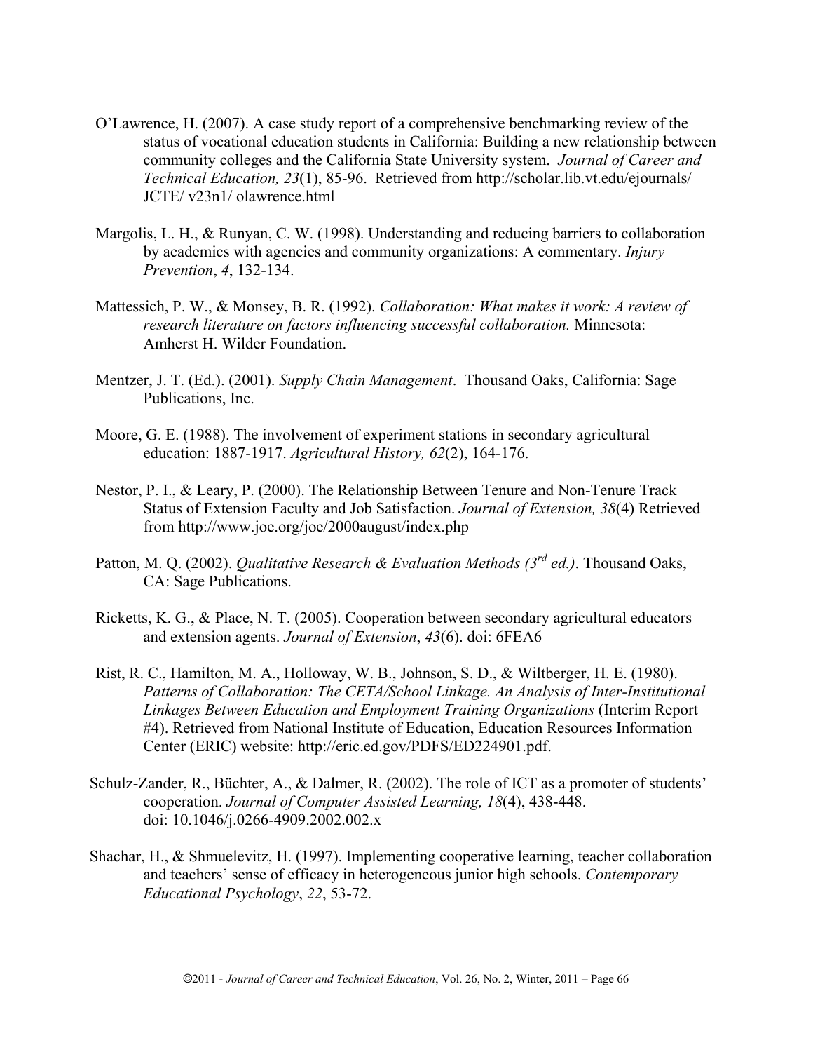O'Lawrence, H. (2007). A case study report of a comprehensive benchmarking review of the status of vocational education students in California: Building a new relationship between community colleges and the California State University system. *Journal of Career and Technical Education, 23*(1), 85-96. Retrieved from http://scholar.lib.vt.edu/ejournals/ JCTE/ v23n1/ olawrence.html

Margolis, L. H., & Runyan, C. W. (1998). Understanding and reducing barriers to collaboration by academics with agencies and community organizations: A commentary. *Injury Prevention*, *4*, 132-134.

Mattessich, P. W., & Monsey, B. R. (1992). *Collaboration: What makes it work: A review of research literature on factors influencing successful collaboration.* Minnesota: Amherst H. Wilder Foundation.

Mentzer, J. T. (Ed.). (2001). *Supply Chain Management*. Thousand Oaks, California: Sage Publications, Inc.

Moore, G. E. (1988). The involvement of experiment stations in secondary agricultural education: 1887-1917. *Agricultural History, 62*(2), 164-176.

Nestor, P. I., & Leary, P. (2000). The Relationship Between Tenure and Non-Tenure Track Status of Extension Faculty and Job Satisfaction. *Journal of Extension, 38*(4) Retrieved from http://www.joe.org/joe/2000august/index.php

Patton, M. Q. (2002). *Qualitative Research & Evaluation Methods (3rd ed.)*. Thousand Oaks, CA: Sage Publications.

Ricketts, K. G., & Place, N. T. (2005). Cooperation between secondary agricultural educators and extension agents. *Journal of Extension*, *43*(6). doi: 6FEA6

Rist, R. C., Hamilton, M. A., Holloway, W. B., Johnson, S. D., & Wiltberger, H. E. (1980). *Patterns of Collaboration: The CETA/School Linkage. An Analysis of Inter-Institutional Linkages Between Education and Employment Training Organizations* (Interim Report #4). Retrieved from National Institute of Education, Education Resources Information Center (ERIC) website: http://eric.ed.gov/PDFS/ED224901.pdf.

Schulz-Zander, R., Büchter, A., & Dalmer, R. (2002). The role of ICT as a promoter of students' cooperation. *Journal of Computer Assisted Learning, 18*(4), 438-448. doi: 10.1046/j.0266-4909.2002.002.x

Shachar, H., & Shmuelevitz, H. (1997). Implementing cooperative learning, teacher collaboration and teachers' sense of efficacy in heterogeneous junior high schools. *Contemporary Educational Psychology*, *22*, 53-72.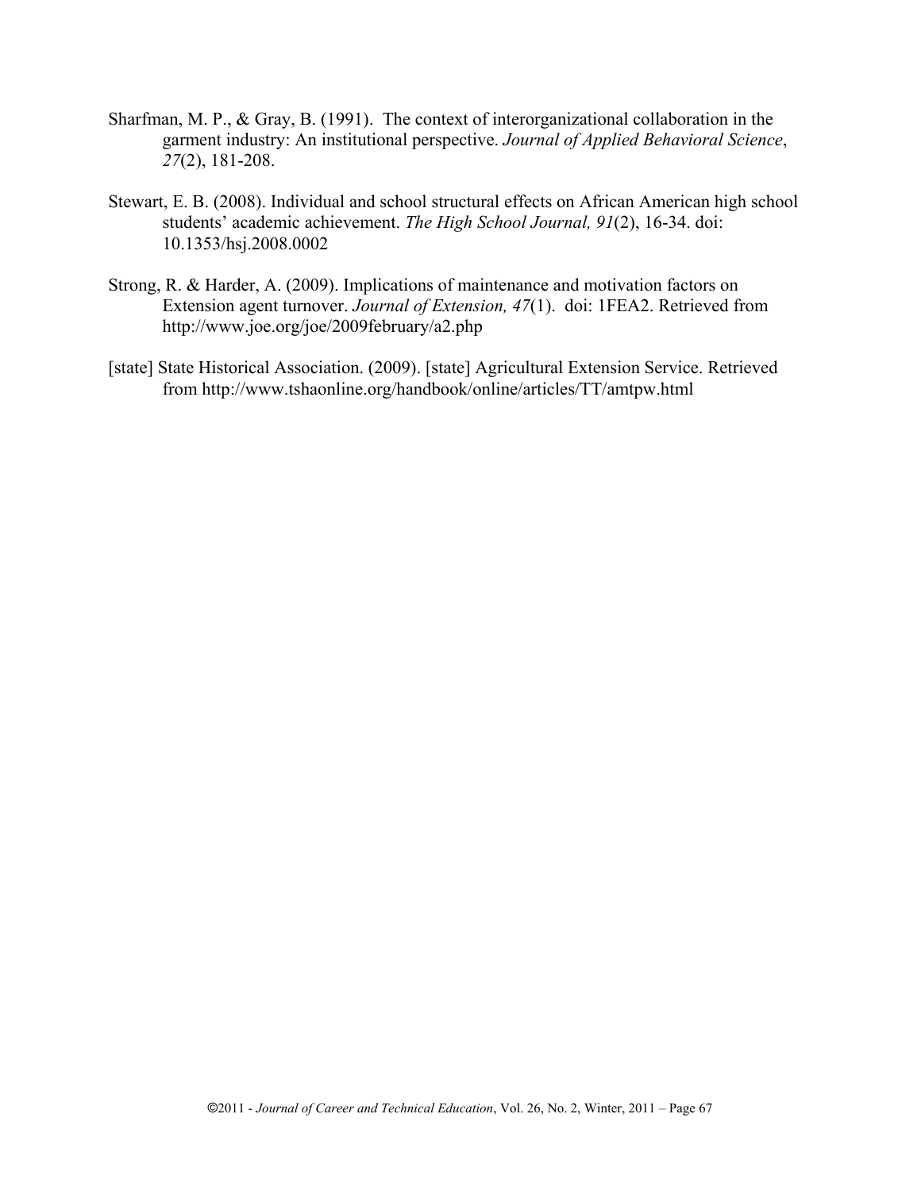Sharfman, M. P., & Gray, B. (1991). The context of interorganizational collaboration in the garment industry: An institutional perspective. *Journal of Applied Behavioral Science*, *27*(2), 181-208.

Stewart, E. B. (2008). Individual and school structural effects on African American high school students' academic achievement. *The High School Journal, 91*(2), 16-34. doi: 10.1353/hsj.2008.0002

Strong, R. & Harder, A. (2009). Implications of maintenance and motivation factors on Extension agent turnover. *Journal of Extension, 47*(1). doi: 1FEA2. Retrieved from http://www.joe.org/joe/2009february/a2.php

[state] State Historical Association. (2009). [state] Agricultural Extension Service. Retrieved from http://www.tshaonline.org/handbook/online/articles/TT/amtpw.html